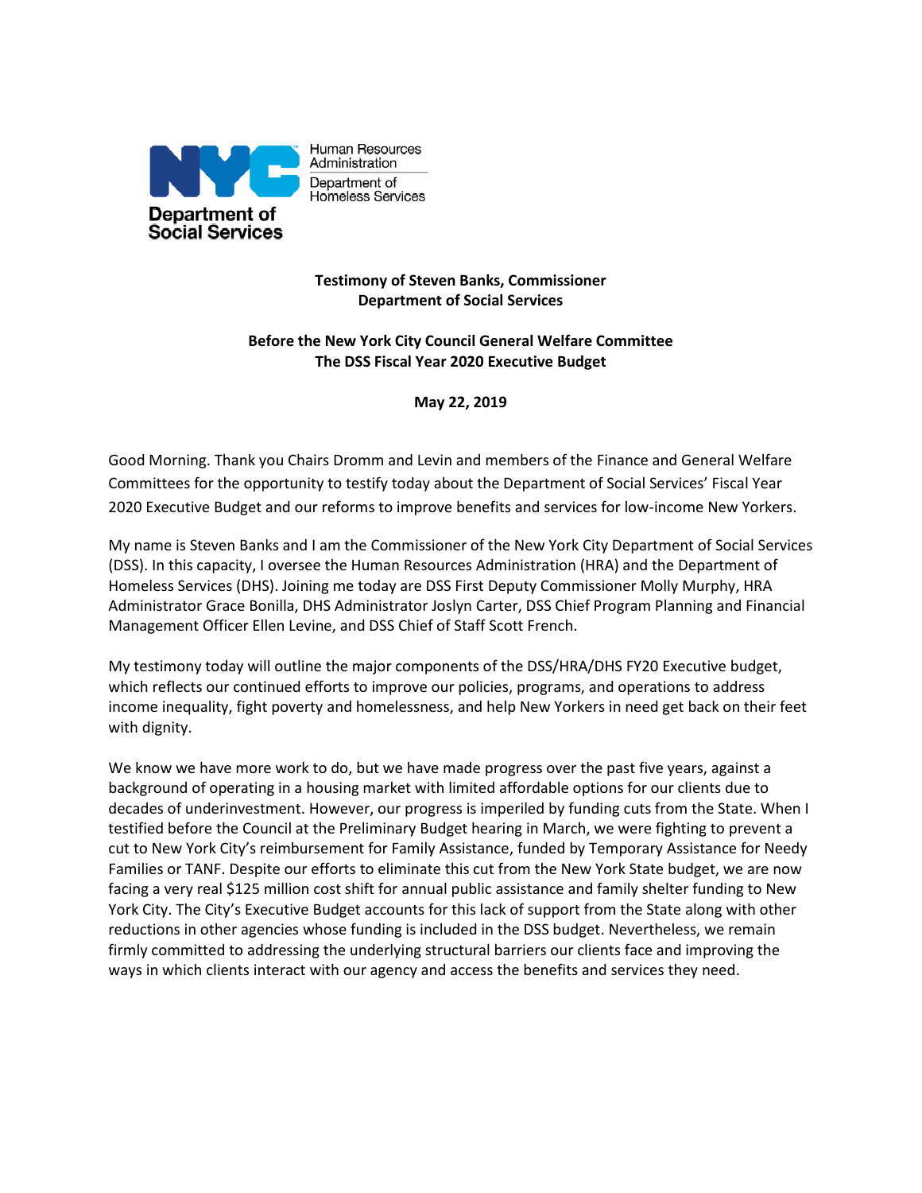Human Resources Administration
Department of Homeless Services

Department of Social Services

**Testimony of Steven Banks, Commissioner**
**Department of Social Services**

**Before the New York City Council General Welfare Committee**
**The DSS Fiscal Year 2020 Executive Budget**

**May 22, 2019**

Good Morning. Thank you Chairs Dromm and Levin and members of the Finance and General Welfare Committees for the opportunity to testify today about the Department of Social Services' Fiscal Year 2020 Executive Budget and our reforms to improve benefits and services for low-income New Yorkers.

My name is Steven Banks and I am the Commissioner of the New York City Department of Social Services (DSS). In this capacity, I oversee the Human Resources Administration (HRA) and the Department of Homeless Services (DHS). Joining me today are DSS First Deputy Commissioner Molly Murphy, HRA Administrator Grace Bonilla, DHS Administrator Joslyn Carter, DSS Chief Program Planning and Financial Management Officer Ellen Levine, and DSS Chief of Staff Scott French.

My testimony today will outline the major components of the DSS/HRA/DHS FY20 Executive budget, which reflects our continued efforts to improve our policies, programs, and operations to address income inequality, fight poverty and homelessness, and help New Yorkers in need get back on their feet with dignity.

We know we have more work to do, but we have made progress over the past five years, against a background of operating in a housing market with limited affordable options for our clients due to decades of underinvestment. However, our progress is imperiled by funding cuts from the State. When I testified before the Council at the Preliminary Budget hearing in March, we were fighting to prevent a cut to New York City's reimbursement for Family Assistance, funded by Temporary Assistance for Needy Families or TANF. Despite our efforts to eliminate this cut from the New York State budget, we are now facing a very real $125 million cost shift for annual public assistance and family shelter funding to New York City. The City's Executive Budget accounts for this lack of support from the State along with other reductions in other agencies whose funding is included in the DSS budget. Nevertheless, we remain firmly committed to addressing the underlying structural barriers our clients face and improving the ways in which clients interact with our agency and access the benefits and services they need.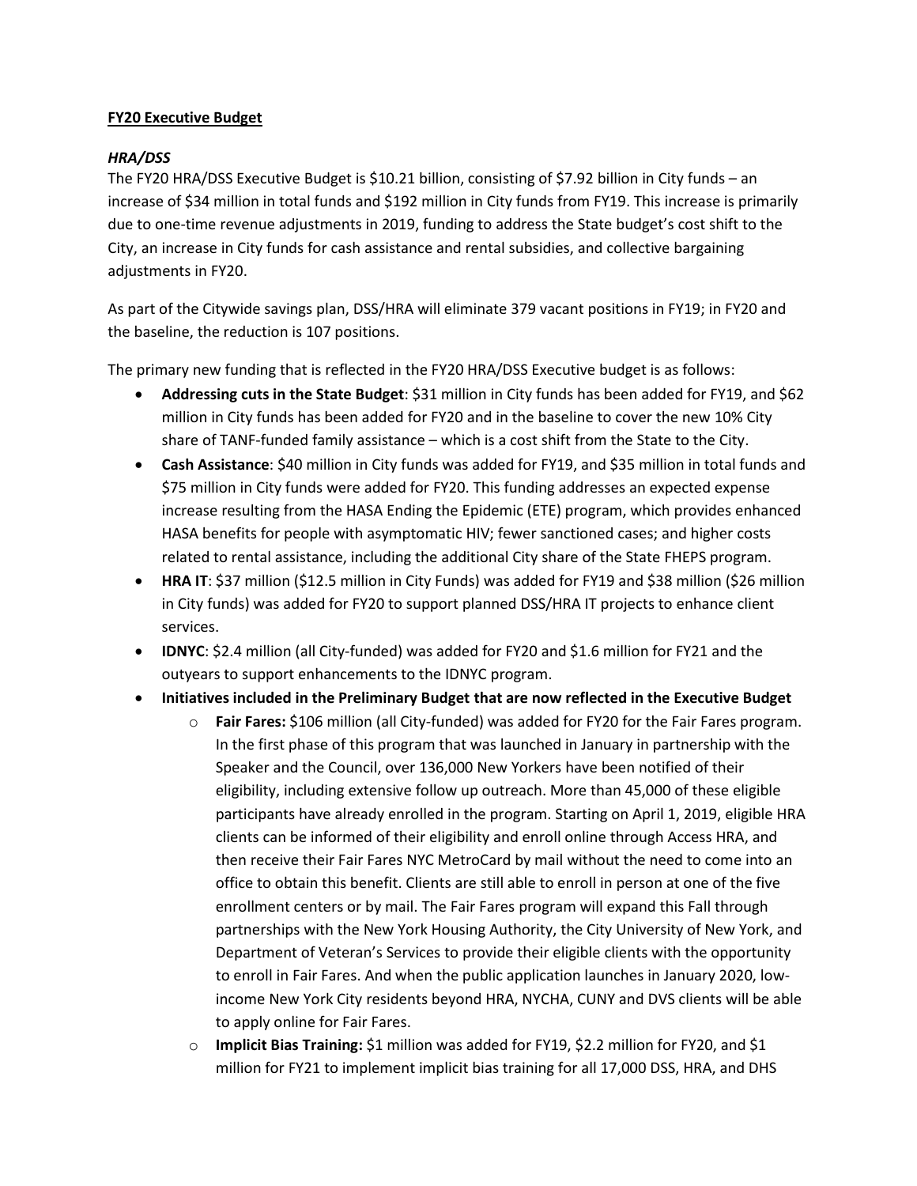**FY20 Executive Budget**

***HRA/DSS***

The FY20 HRA/DSS Executive Budget is $10.21 billion, consisting of $7.92 billion in City funds – an increase of $34 million in total funds and $192 million in City funds from FY19. This increase is primarily due to one-time revenue adjustments in 2019, funding to address the State budget's cost shift to the City, an increase in City funds for cash assistance and rental subsidies, and collective bargaining adjustments in FY20.

As part of the Citywide savings plan, DSS/HRA will eliminate 379 vacant positions in FY19; in FY20 and the baseline, the reduction is 107 positions.

The primary new funding that is reflected in the FY20 HRA/DSS Executive budget is as follows:

- **Addressing cuts in the State Budget**: $31 million in City funds has been added for FY19, and $62 million in City funds has been added for FY20 and in the baseline to cover the new 10% City share of TANF-funded family assistance – which is a cost shift from the State to the City.
- **Cash Assistance**: $40 million in City funds was added for FY19, and $35 million in total funds and $75 million in City funds were added for FY20. This funding addresses an expected expense increase resulting from the HASA Ending the Epidemic (ETE) program, which provides enhanced HASA benefits for people with asymptomatic HIV; fewer sanctioned cases; and higher costs related to rental assistance, including the additional City share of the State FHEPS program.
- **HRA IT**: $37 million ($12.5 million in City Funds) was added for FY19 and $38 million ($26 million in City funds) was added for FY20 to support planned DSS/HRA IT projects to enhance client services.
- **IDNYC**: $2.4 million (all City-funded) was added for FY20 and $1.6 million for FY21 and the outyears to support enhancements to the IDNYC program.
- **Initiatives included in the Preliminary Budget that are now reflected in the Executive Budget**
  - **Fair Fares:** $106 million (all City-funded) was added for FY20 for the Fair Fares program. In the first phase of this program that was launched in January in partnership with the Speaker and the Council, over 136,000 New Yorkers have been notified of their eligibility, including extensive follow up outreach. More than 45,000 of these eligible participants have already enrolled in the program. Starting on April 1, 2019, eligible HRA clients can be informed of their eligibility and enroll online through Access HRA, and then receive their Fair Fares NYC MetroCard by mail without the need to come into an office to obtain this benefit. Clients are still able to enroll in person at one of the five enrollment centers or by mail. The Fair Fares program will expand this Fall through partnerships with the New York Housing Authority, the City University of New York, and Department of Veteran's Services to provide their eligible clients with the opportunity to enroll in Fair Fares. And when the public application launches in January 2020, low-income New York City residents beyond HRA, NYCHA, CUNY and DVS clients will be able to apply online for Fair Fares.
  - **Implicit Bias Training:** $1 million was added for FY19, $2.2 million for FY20, and $1 million for FY21 to implement implicit bias training for all 17,000 DSS, HRA, and DHS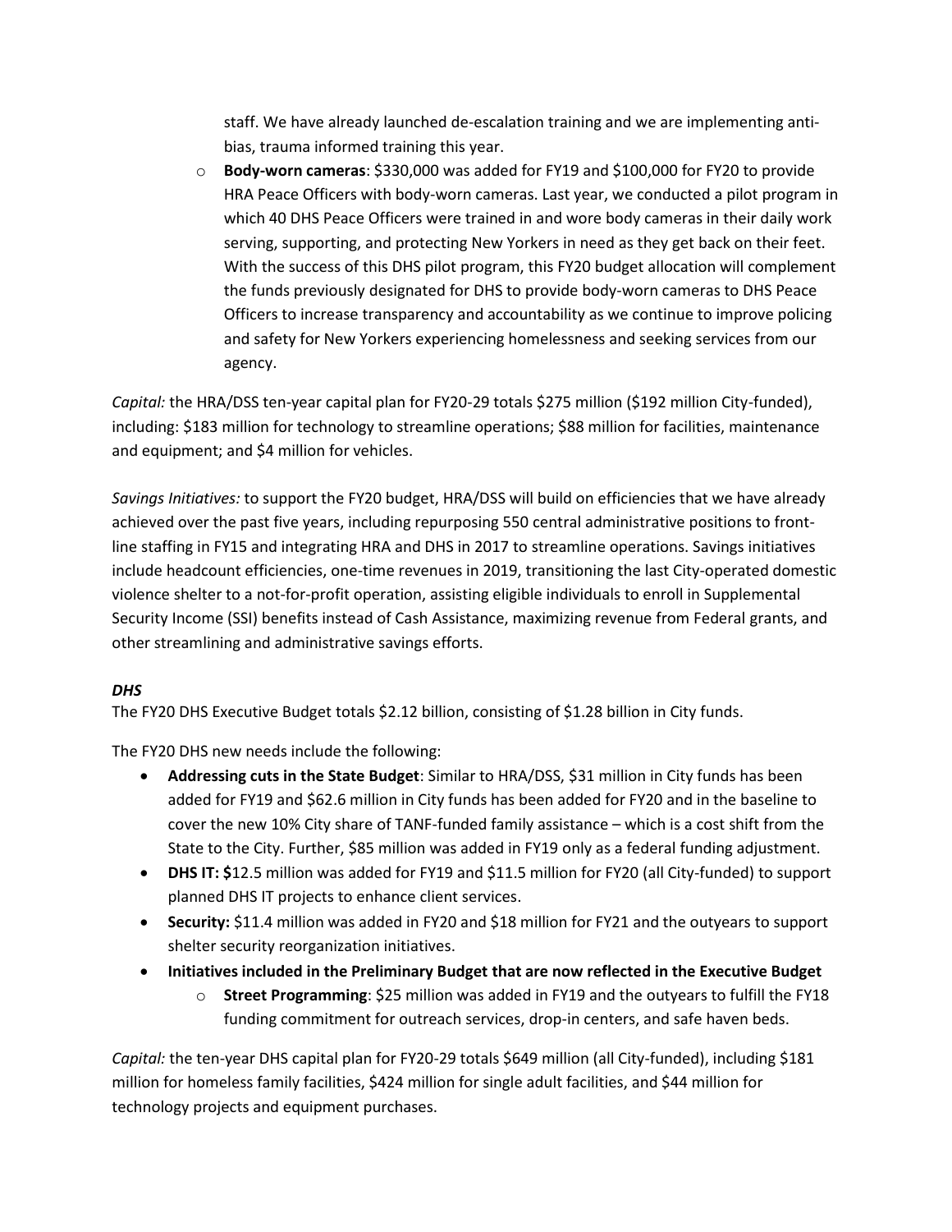staff. We have already launched de-escalation training and we are implementing anti-bias, trauma informed training this year.

  - **Body-worn cameras**: $330,000 was added for FY19 and $100,000 for FY20 to provide HRA Peace Officers with body-worn cameras. Last year, we conducted a pilot program in which 40 DHS Peace Officers were trained in and wore body cameras in their daily work serving, supporting, and protecting New Yorkers in need as they get back on their feet. With the success of this DHS pilot program, this FY20 budget allocation will complement the funds previously designated for DHS to provide body-worn cameras to DHS Peace Officers to increase transparency and accountability as we continue to improve policing and safety for New Yorkers experiencing homelessness and seeking services from our agency.

*Capital:* the HRA/DSS ten-year capital plan for FY20-29 totals $275 million ($192 million City-funded), including: $183 million for technology to streamline operations; $88 million for facilities, maintenance and equipment; and $4 million for vehicles.

*Savings Initiatives:* to support the FY20 budget, HRA/DSS will build on efficiencies that we have already achieved over the past five years, including repurposing 550 central administrative positions to front-line staffing in FY15 and integrating HRA and DHS in 2017 to streamline operations. Savings initiatives include headcount efficiencies, one-time revenues in 2019, transitioning the last City-operated domestic violence shelter to a not-for-profit operation, assisting eligible individuals to enroll in Supplemental Security Income (SSI) benefits instead of Cash Assistance, maximizing revenue from Federal grants, and other streamlining and administrative savings efforts.

***DHS***

The FY20 DHS Executive Budget totals $2.12 billion, consisting of $1.28 billion in City funds.

The FY20 DHS new needs include the following:

- **Addressing cuts in the State Budget**: Similar to HRA/DSS, $31 million in City funds has been added for FY19 and $62.6 million in City funds has been added for FY20 and in the baseline to cover the new 10% City share of TANF-funded family assistance – which is a cost shift from the State to the City. Further, $85 million was added in FY19 only as a federal funding adjustment.
- **DHS IT: $**12.5 million was added for FY19 and $11.5 million for FY20 (all City-funded) to support planned DHS IT projects to enhance client services.
- **Security:** $11.4 million was added in FY20 and $18 million for FY21 and the outyears to support shelter security reorganization initiatives.
- **Initiatives included in the Preliminary Budget that are now reflected in the Executive Budget**
  - **Street Programming**: $25 million was added in FY19 and the outyears to fulfill the FY18 funding commitment for outreach services, drop-in centers, and safe haven beds.

*Capital:* the ten-year DHS capital plan for FY20-29 totals $649 million (all City-funded), including $181 million for homeless family facilities, $424 million for single adult facilities, and $44 million for technology projects and equipment purchases.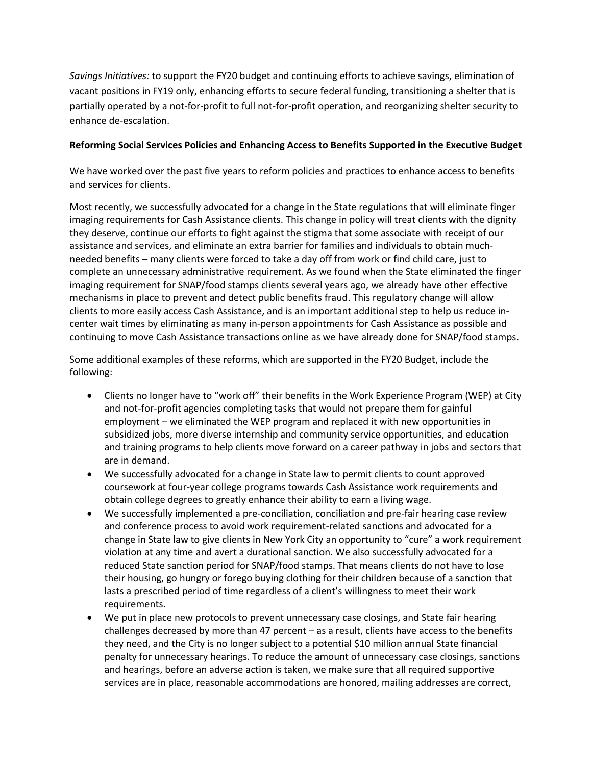*Savings Initiatives:* to support the FY20 budget and continuing efforts to achieve savings, elimination of vacant positions in FY19 only, enhancing efforts to secure federal funding, transitioning a shelter that is partially operated by a not-for-profit to full not-for-profit operation, and reorganizing shelter security to enhance de-escalation.

**Reforming Social Services Policies and Enhancing Access to Benefits Supported in the Executive Budget**

We have worked over the past five years to reform policies and practices to enhance access to benefits and services for clients.

Most recently, we successfully advocated for a change in the State regulations that will eliminate finger imaging requirements for Cash Assistance clients. This change in policy will treat clients with the dignity they deserve, continue our efforts to fight against the stigma that some associate with receipt of our assistance and services, and eliminate an extra barrier for families and individuals to obtain much-needed benefits – many clients were forced to take a day off from work or find child care, just to complete an unnecessary administrative requirement. As we found when the State eliminated the finger imaging requirement for SNAP/food stamps clients several years ago, we already have other effective mechanisms in place to prevent and detect public benefits fraud. This regulatory change will allow clients to more easily access Cash Assistance, and is an important additional step to help us reduce in-center wait times by eliminating as many in-person appointments for Cash Assistance as possible and continuing to move Cash Assistance transactions online as we have already done for SNAP/food stamps.

Some additional examples of these reforms, which are supported in the FY20 Budget, include the following:

- Clients no longer have to "work off" their benefits in the Work Experience Program (WEP) at City and not-for-profit agencies completing tasks that would not prepare them for gainful employment – we eliminated the WEP program and replaced it with new opportunities in subsidized jobs, more diverse internship and community service opportunities, and education and training programs to help clients move forward on a career pathway in jobs and sectors that are in demand.
- We successfully advocated for a change in State law to permit clients to count approved coursework at four-year college programs towards Cash Assistance work requirements and obtain college degrees to greatly enhance their ability to earn a living wage.
- We successfully implemented a pre-conciliation, conciliation and pre-fair hearing case review and conference process to avoid work requirement-related sanctions and advocated for a change in State law to give clients in New York City an opportunity to "cure" a work requirement violation at any time and avert a durational sanction. We also successfully advocated for a reduced State sanction period for SNAP/food stamps. That means clients do not have to lose their housing, go hungry or forego buying clothing for their children because of a sanction that lasts a prescribed period of time regardless of a client's willingness to meet their work requirements.
- We put in place new protocols to prevent unnecessary case closings, and State fair hearing challenges decreased by more than 47 percent – as a result, clients have access to the benefits they need, and the City is no longer subject to a potential $10 million annual State financial penalty for unnecessary hearings. To reduce the amount of unnecessary case closings, sanctions and hearings, before an adverse action is taken, we make sure that all required supportive services are in place, reasonable accommodations are honored, mailing addresses are correct,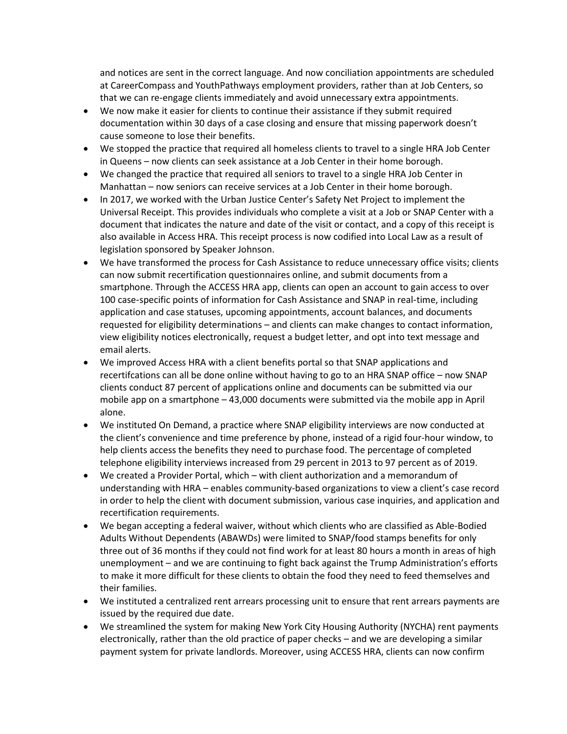and notices are sent in the correct language. And now conciliation appointments are scheduled at CareerCompass and YouthPathways employment providers, rather than at Job Centers, so that we can re-engage clients immediately and avoid unnecessary extra appointments.

- We now make it easier for clients to continue their assistance if they submit required documentation within 30 days of a case closing and ensure that missing paperwork doesn't cause someone to lose their benefits.
- We stopped the practice that required all homeless clients to travel to a single HRA Job Center in Queens – now clients can seek assistance at a Job Center in their home borough.
- We changed the practice that required all seniors to travel to a single HRA Job Center in Manhattan – now seniors can receive services at a Job Center in their home borough.
- In 2017, we worked with the Urban Justice Center's Safety Net Project to implement the Universal Receipt. This provides individuals who complete a visit at a Job or SNAP Center with a document that indicates the nature and date of the visit or contact, and a copy of this receipt is also available in Access HRA. This receipt process is now codified into Local Law as a result of legislation sponsored by Speaker Johnson.
- We have transformed the process for Cash Assistance to reduce unnecessary office visits; clients can now submit recertification questionnaires online, and submit documents from a smartphone. Through the ACCESS HRA app, clients can open an account to gain access to over 100 case-specific points of information for Cash Assistance and SNAP in real-time, including application and case statuses, upcoming appointments, account balances, and documents requested for eligibility determinations – and clients can make changes to contact information, view eligibility notices electronically, request a budget letter, and opt into text message and email alerts.
- We improved Access HRA with a client benefits portal so that SNAP applications and recertifcations can all be done online without having to go to an HRA SNAP office – now SNAP clients conduct 87 percent of applications online and documents can be submitted via our mobile app on a smartphone – 43,000 documents were submitted via the mobile app in April alone.
- We instituted On Demand, a practice where SNAP eligibility interviews are now conducted at the client's convenience and time preference by phone, instead of a rigid four-hour window, to help clients access the benefits they need to purchase food. The percentage of completed telephone eligibility interviews increased from 29 percent in 2013 to 97 percent as of 2019.
- We created a Provider Portal, which – with client authorization and a memorandum of understanding with HRA – enables community-based organizations to view a client's case record in order to help the client with document submission, various case inquiries, and application and recertification requirements.
- We began accepting a federal waiver, without which clients who are classified as Able-Bodied Adults Without Dependents (ABAWDs) were limited to SNAP/food stamps benefits for only three out of 36 months if they could not find work for at least 80 hours a month in areas of high unemployment – and we are continuing to fight back against the Trump Administration's efforts to make it more difficult for these clients to obtain the food they need to feed themselves and their families.
- We instituted a centralized rent arrears processing unit to ensure that rent arrears payments are issued by the required due date.
- We streamlined the system for making New York City Housing Authority (NYCHA) rent payments electronically, rather than the old practice of paper checks – and we are developing a similar payment system for private landlords. Moreover, using ACCESS HRA, clients can now confirm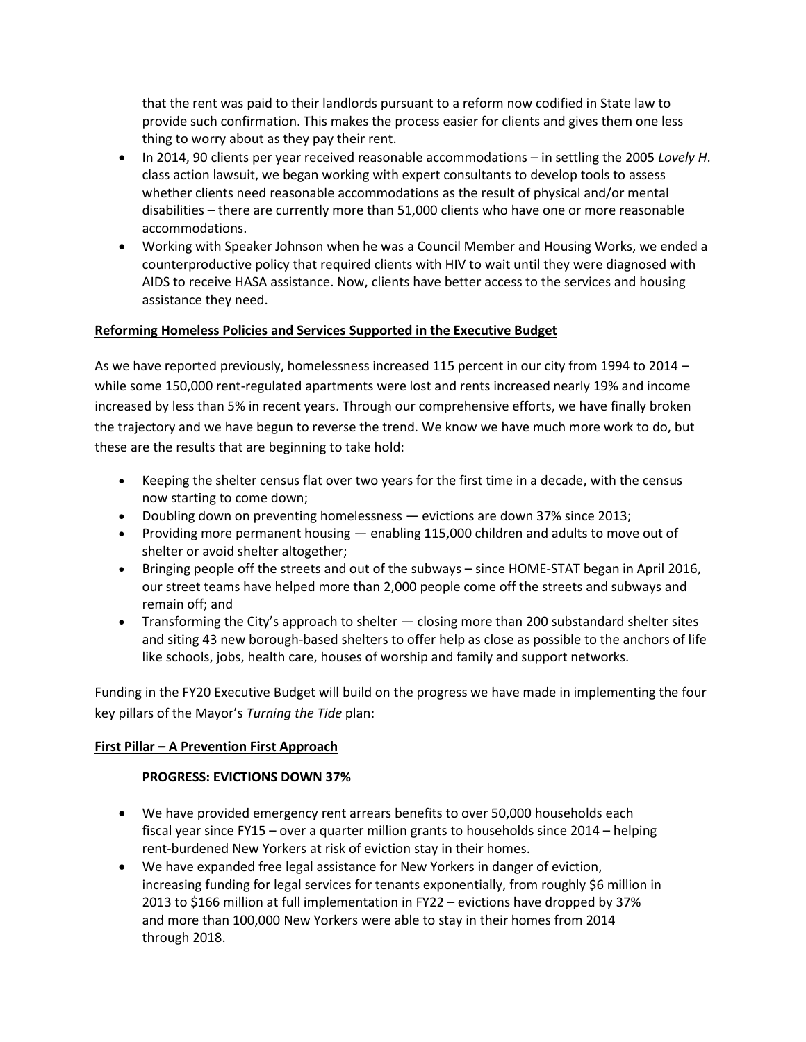that the rent was paid to their landlords pursuant to a reform now codified in State law to provide such confirmation. This makes the process easier for clients and gives them one less thing to worry about as they pay their rent.

- In 2014, 90 clients per year received reasonable accommodations – in settling the 2005 *Lovely H*. class action lawsuit, we began working with expert consultants to develop tools to assess whether clients need reasonable accommodations as the result of physical and/or mental disabilities – there are currently more than 51,000 clients who have one or more reasonable accommodations.
- Working with Speaker Johnson when he was a Council Member and Housing Works, we ended a counterproductive policy that required clients with HIV to wait until they were diagnosed with AIDS to receive HASA assistance. Now, clients have better access to the services and housing assistance they need.

**Reforming Homeless Policies and Services Supported in the Executive Budget**

As we have reported previously, homelessness increased 115 percent in our city from 1994 to 2014 – while some 150,000 rent-regulated apartments were lost and rents increased nearly 19% and income increased by less than 5% in recent years. Through our comprehensive efforts, we have finally broken the trajectory and we have begun to reverse the trend. We know we have much more work to do, but these are the results that are beginning to take hold:

- Keeping the shelter census flat over two years for the first time in a decade, with the census now starting to come down;
- Doubling down on preventing homelessness — evictions are down 37% since 2013;
- Providing more permanent housing — enabling 115,000 children and adults to move out of shelter or avoid shelter altogether;
- Bringing people off the streets and out of the subways – since HOME-STAT began in April 2016, our street teams have helped more than 2,000 people come off the streets and subways and remain off; and
- Transforming the City's approach to shelter — closing more than 200 substandard shelter sites and siting 43 new borough-based shelters to offer help as close as possible to the anchors of life like schools, jobs, health care, houses of worship and family and support networks.

Funding in the FY20 Executive Budget will build on the progress we have made in implementing the four key pillars of the Mayor's *Turning the Tide* plan:

**First Pillar – A Prevention First Approach**

**PROGRESS: EVICTIONS DOWN 37%**

- We have provided emergency rent arrears benefits to over 50,000 households each fiscal year since FY15 – over a quarter million grants to households since 2014 – helping rent-burdened New Yorkers at risk of eviction stay in their homes.
- We have expanded free legal assistance for New Yorkers in danger of eviction, increasing funding for legal services for tenants exponentially, from roughly $6 million in 2013 to $166 million at full implementation in FY22 – evictions have dropped by 37% and more than 100,000 New Yorkers were able to stay in their homes from 2014 through 2018.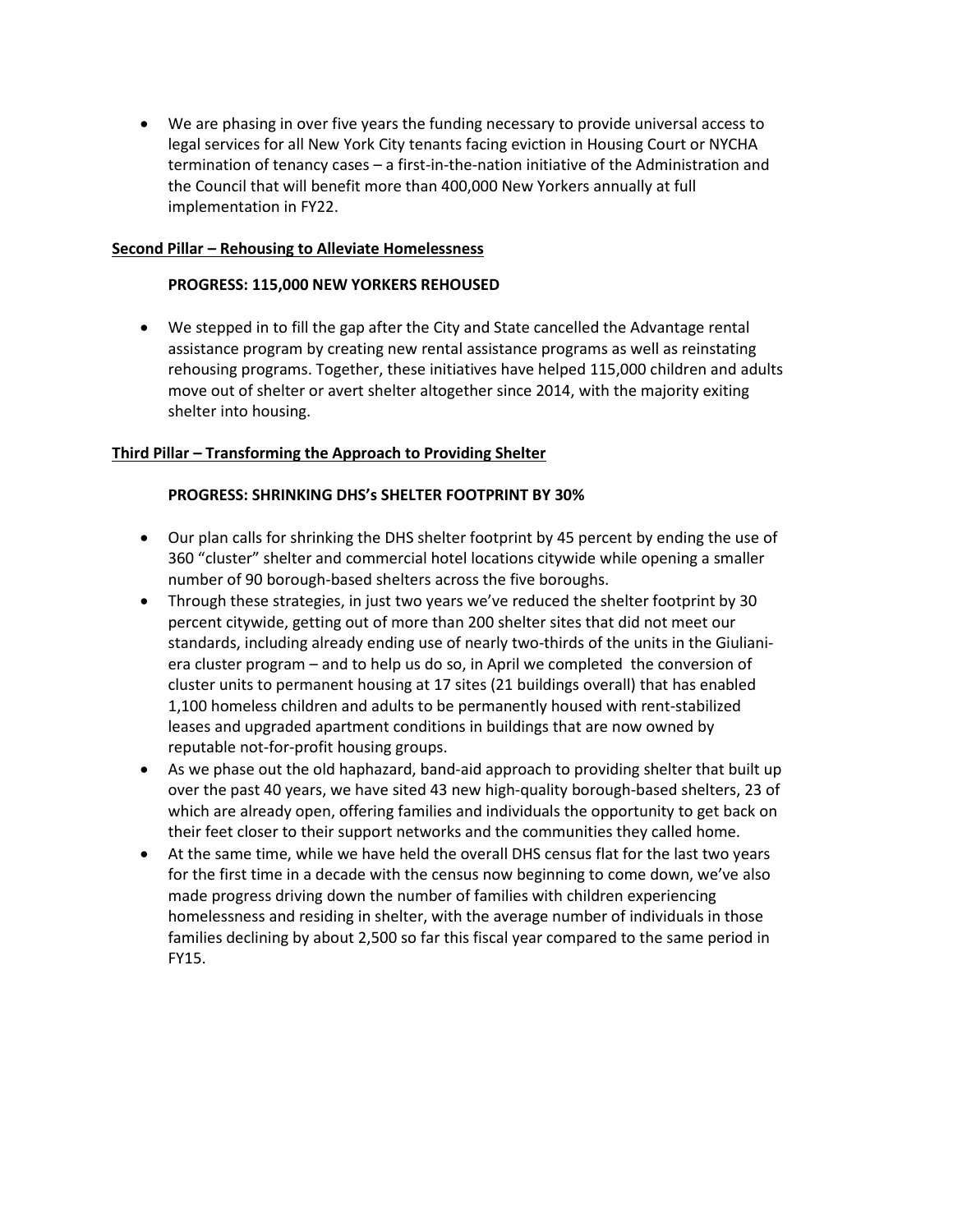- We are phasing in over five years the funding necessary to provide universal access to legal services for all New York City tenants facing eviction in Housing Court or NYCHA termination of tenancy cases – a first-in-the-nation initiative of the Administration and the Council that will benefit more than 400,000 New Yorkers annually at full implementation in FY22.

**Second Pillar – Rehousing to Alleviate Homelessness**

**PROGRESS: 115,000 NEW YORKERS REHOUSED**

- We stepped in to fill the gap after the City and State cancelled the Advantage rental assistance program by creating new rental assistance programs as well as reinstating rehousing programs. Together, these initiatives have helped 115,000 children and adults move out of shelter or avert shelter altogether since 2014, with the majority exiting shelter into housing.

**Third Pillar – Transforming the Approach to Providing Shelter**

**PROGRESS: SHRINKING DHS's SHELTER FOOTPRINT BY 30%**

- Our plan calls for shrinking the DHS shelter footprint by 45 percent by ending the use of 360 "cluster" shelter and commercial hotel locations citywide while opening a smaller number of 90 borough-based shelters across the five boroughs.
- Through these strategies, in just two years we've reduced the shelter footprint by 30 percent citywide, getting out of more than 200 shelter sites that did not meet our standards, including already ending use of nearly two-thirds of the units in the Giuliani-era cluster program – and to help us do so, in April we completed the conversion of cluster units to permanent housing at 17 sites (21 buildings overall) that has enabled 1,100 homeless children and adults to be permanently housed with rent-stabilized leases and upgraded apartment conditions in buildings that are now owned by reputable not-for-profit housing groups.
- As we phase out the old haphazard, band-aid approach to providing shelter that built up over the past 40 years, we have sited 43 new high-quality borough-based shelters, 23 of which are already open, offering families and individuals the opportunity to get back on their feet closer to their support networks and the communities they called home.
- At the same time, while we have held the overall DHS census flat for the last two years for the first time in a decade with the census now beginning to come down, we've also made progress driving down the number of families with children experiencing homelessness and residing in shelter, with the average number of individuals in those families declining by about 2,500 so far this fiscal year compared to the same period in FY15.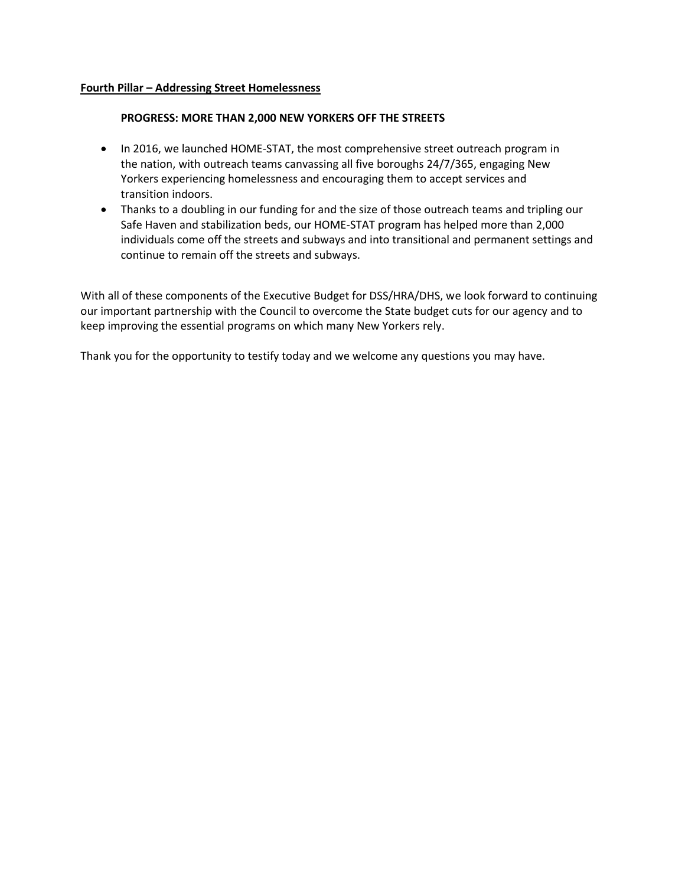**Fourth Pillar – Addressing Street Homelessness**

**PROGRESS: MORE THAN 2,000 NEW YORKERS OFF THE STREETS**

- In 2016, we launched HOME-STAT, the most comprehensive street outreach program in the nation, with outreach teams canvassing all five boroughs 24/7/365, engaging New Yorkers experiencing homelessness and encouraging them to accept services and transition indoors.
- Thanks to a doubling in our funding for and the size of those outreach teams and tripling our Safe Haven and stabilization beds, our HOME-STAT program has helped more than 2,000 individuals come off the streets and subways and into transitional and permanent settings and continue to remain off the streets and subways.

With all of these components of the Executive Budget for DSS/HRA/DHS, we look forward to continuing our important partnership with the Council to overcome the State budget cuts for our agency and to keep improving the essential programs on which many New Yorkers rely.

Thank you for the opportunity to testify today and we welcome any questions you may have.